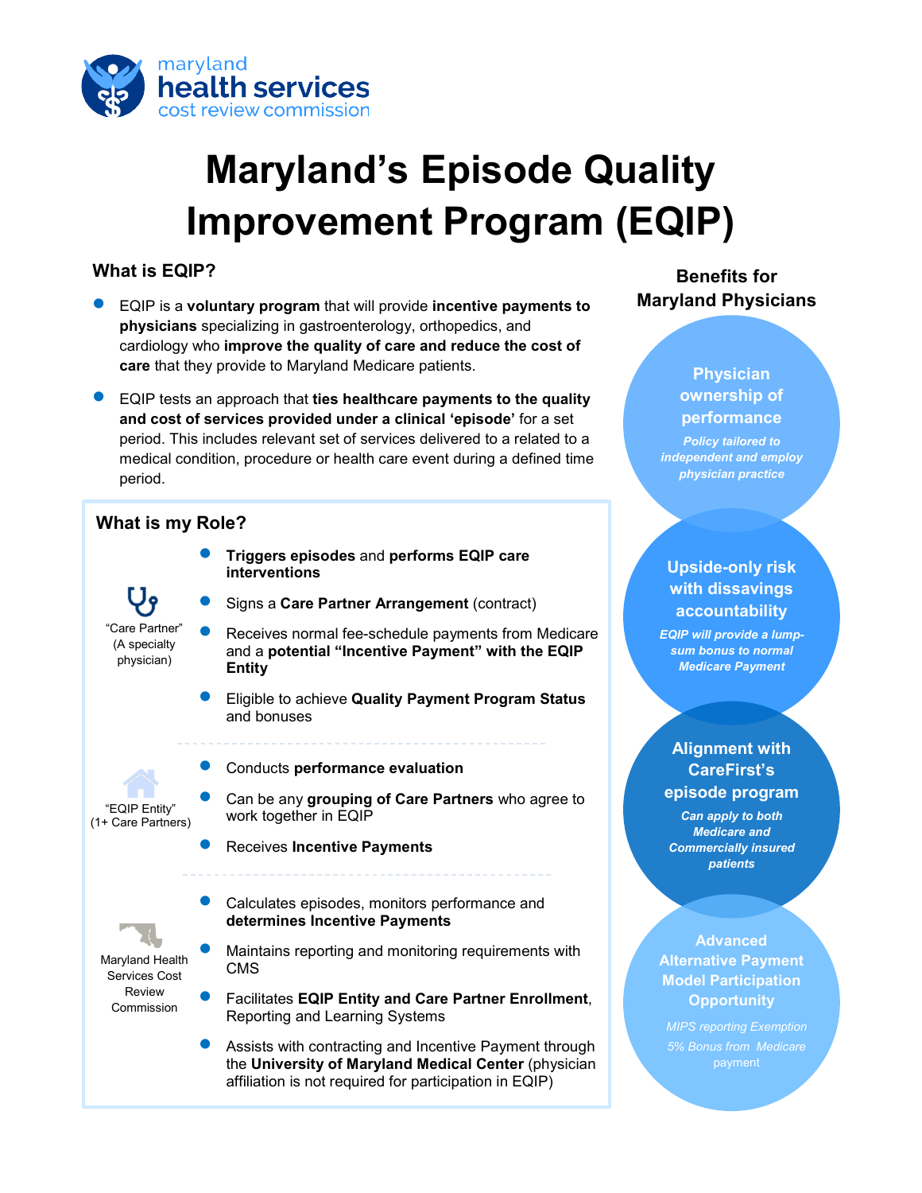maryland health services cost review commission

# Maryland's Episode Quality Improvement Program (EQIP)

## What is EQIP?

- EQIP is a **voluntary program** that will provide **incentive payments to physicians** specializing in gastroenterology, orthopedics, and cardiology who **improve the quality of care and reduce the cost of care** that they provide to Maryland Medicare patients.
- EQIP tests an approach that **ties healthcare payments to the quality and cost of services provided under a clinical 'episode'** for a set period. This includes relevant set of services delivered to a related to a medical condition, procedure or health care event during a defined time period.

## What is my Role?

**"Care Partner" (A specialty physician)**

- **Triggers episodes** and **performs EQIP care interventions**
- Signs a **Care Partner Arrangement** (contract)
- Receives normal fee-schedule payments from Medicare and a **potential "Incentive Payment" with the EQIP Entity**
- Eligible to achieve **Quality Payment Program Status** and bonuses

**"EQIP Entity" (1+ Care Partners)**

- Conducts **performance evaluation**
- Can be any **grouping of Care Partners** who agree to work together in EQIP
- Receives **Incentive Payments**

**Maryland Health Services Cost Review Commission**

- Calculates episodes, monitors performance and **determines Incentive Payments**
- Maintains reporting and monitoring requirements with CMS
- Facilitates **EQIP Entity and Care Partner Enrollment**, Reporting and Learning Systems
- Assists with contracting and Incentive Payment through the **University of Maryland Medical Center** (physician affiliation is not required for participation in EQIP)

## Benefits for Maryland Physicians

**Physician ownership of performance**

*Policy tailored to independent and employ physician practice*

**Upside-only risk with dissavings accountability**

*EQIP will provide a lump-sum bonus to normal Medicare Payment*

**Alignment with CareFirst's episode program**

*Can apply to both Medicare and Commercially insured patients*

**Advanced Alternative Payment Model Participation Opportunity**

MIPS reporting Exemption

5% Bonus from Medicare payment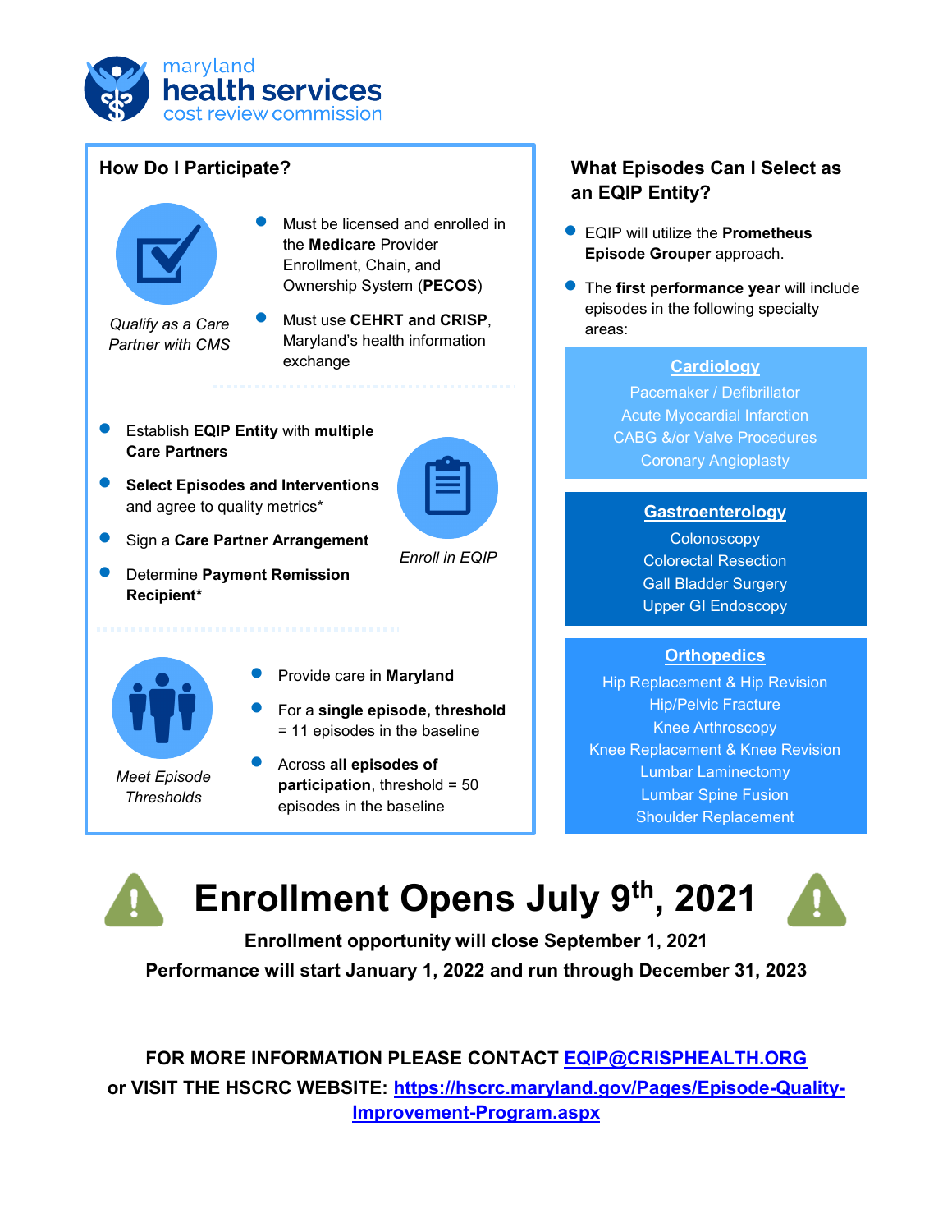maryland
health services
cost review commission

## How Do I Participate?

*Qualify as a Care Partner with CMS*

- Must be licensed and enrolled in the **Medicare** Provider Enrollment, Chain, and Ownership System (**PECOS**)
- Must use **CEHRT and CRISP**, Maryland's health information exchange

*Enroll in EQIP*

- Establish **EQIP Entity** with **multiple Care Partners**
- **Select Episodes and Interventions** and agree to quality metrics*
- Sign a **Care Partner Arrangement**
- Determine **Payment Remission Recipient***

*Meet Episode Thresholds*

- Provide care in **Maryland**
- For a **single episode, threshold** = 11 episodes in the baseline
- Across **all episodes of participation**, threshold = 50 episodes in the baseline

## What Episodes Can I Select as an EQIP Entity?

- EQIP will utilize the **Prometheus Episode Grouper** approach.
- The **first performance year** will include episodes in the following specialty areas:

### Cardiology

Pacemaker / Defibrillator
Acute Myocardial Infarction
CABG &/or Valve Procedures
Coronary Angioplasty

### Gastroenterology

Colonoscopy
Colorectal Resection
Gall Bladder Surgery
Upper GI Endoscopy

### Orthopedics

Hip Replacement & Hip Revision
Hip/Pelvic Fracture
Knee Arthroscopy
Knee Replacement & Knee Revision
Lumbar Laminectomy
Lumbar Spine Fusion
Shoulder Replacement

# Enrollment Opens July 9th, 2021

**Enrollment opportunity will close September 1, 2021**

**Performance will start January 1, 2022 and run through December 31, 2023**

**FOR MORE INFORMATION PLEASE CONTACT EQIP@CRISPHEALTH.ORG or VISIT THE HSCRC WEBSITE: https://hscrc.maryland.gov/Pages/Episode-Quality-Improvement-Program.aspx**